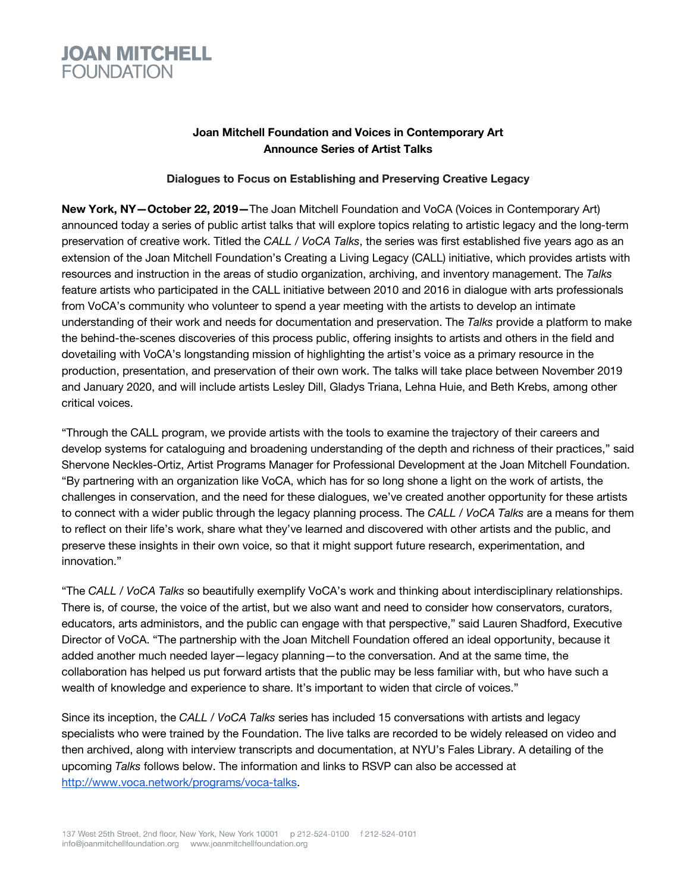JOAN MITCHELL
FOUNDATION

**Joan Mitchell Foundation and Voices in Contemporary Art**
**Announce Series of Artist Talks**

**Dialogues to Focus on Establishing and Preserving Creative Legacy**

**New York, NY—October 22, 2019—**The Joan Mitchell Foundation and VoCA (Voices in Contemporary Art) announced today a series of public artist talks that will explore topics relating to artistic legacy and the long-term preservation of creative work. Titled the *CALL / VoCA Talks*, the series was first established five years ago as an extension of the Joan Mitchell Foundation's Creating a Living Legacy (CALL) initiative, which provides artists with resources and instruction in the areas of studio organization, archiving, and inventory management. The *Talks* feature artists who participated in the CALL initiative between 2010 and 2016 in dialogue with arts professionals from VoCA's community who volunteer to spend a year meeting with the artists to develop an intimate understanding of their work and needs for documentation and preservation. The *Talks* provide a platform to make the behind-the-scenes discoveries of this process public, offering insights to artists and others in the field and dovetailing with VoCA's longstanding mission of highlighting the artist's voice as a primary resource in the production, presentation, and preservation of their own work. The talks will take place between November 2019 and January 2020, and will include artists Lesley Dill, Gladys Triana, Lehna Huie, and Beth Krebs, among other critical voices.

"Through the CALL program, we provide artists with the tools to examine the trajectory of their careers and develop systems for cataloguing and broadening understanding of the depth and richness of their practices," said Shervone Neckles-Ortiz, Artist Programs Manager for Professional Development at the Joan Mitchell Foundation. "By partnering with an organization like VoCA, which has for so long shone a light on the work of artists, the challenges in conservation, and the need for these dialogues, we've created another opportunity for these artists to connect with a wider public through the legacy planning process. The *CALL / VoCA Talks* are a means for them to reflect on their life's work, share what they've learned and discovered with other artists and the public, and preserve these insights in their own voice, so that it might support future research, experimentation, and innovation."

"The *CALL / VoCA Talks* so beautifully exemplify VoCA's work and thinking about interdisciplinary relationships. There is, of course, the voice of the artist, but we also want and need to consider how conservators, curators, educators, arts administrators, and the public can engage with that perspective," said Lauren Shadford, Executive Director of VoCA. "The partnership with the Joan Mitchell Foundation offered an ideal opportunity, because it added another much needed layer—legacy planning—to the conversation. And at the same time, the collaboration has helped us put forward artists that the public may be less familiar with, but who have such a wealth of knowledge and experience to share. It's important to widen that circle of voices."

Since its inception, the *CALL / VoCA Talks* series has included 15 conversations with artists and legacy specialists who were trained by the Foundation. The live talks are recorded to be widely released on video and then archived, along with interview transcripts and documentation, at NYU's Fales Library. A detailing of the upcoming *Talks* follows below. The information and links to RSVP can also be accessed at [http://www.voca.network/programs/voca-talks](http://www.voca.network/programs/voca-talks).

137 West 25th Street, 2nd floor, New York, New York 10001 p 212-524-0100 f 212-524-0101
info@joanmitchellfoundation.org www.joanmitchellfoundation.org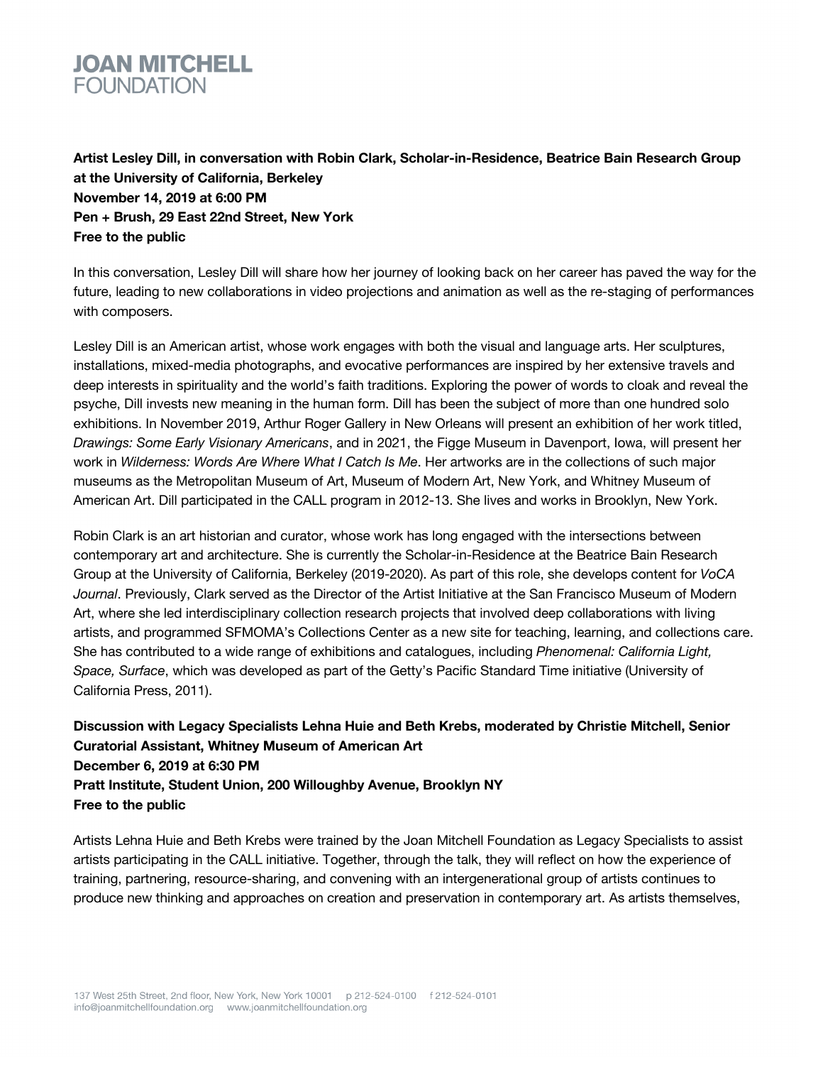**Artist Lesley Dill, in conversation with Robin Clark, Scholar-in-Residence, Beatrice Bain Research Group at the University of California, Berkeley**
**November 14, 2019 at 6:00 PM**
**Pen + Brush, 29 East 22nd Street, New York**
**Free to the public**

In this conversation, Lesley Dill will share how her journey of looking back on her career has paved the way for the future, leading to new collaborations in video projections and animation as well as the re-staging of performances with composers.

Lesley Dill is an American artist, whose work engages with both the visual and language arts. Her sculptures, installations, mixed-media photographs, and evocative performances are inspired by her extensive travels and deep interests in spirituality and the world's faith traditions. Exploring the power of words to cloak and reveal the psyche, Dill invests new meaning in the human form. Dill has been the subject of more than one hundred solo exhibitions. In November 2019, Arthur Roger Gallery in New Orleans will present an exhibition of her work titled, *Drawings: Some Early Visionary Americans*, and in 2021, the Figge Museum in Davenport, Iowa, will present her work in *Wilderness: Words Are Where What I Catch Is Me*. Her artworks are in the collections of such major museums as the Metropolitan Museum of Art, Museum of Modern Art, New York, and Whitney Museum of American Art. Dill participated in the CALL program in 2012-13. She lives and works in Brooklyn, New York.

Robin Clark is an art historian and curator, whose work has long engaged with the intersections between contemporary art and architecture. She is currently the Scholar-in-Residence at the Beatrice Bain Research Group at the University of California, Berkeley (2019-2020). As part of this role, she develops content for *VoCA Journal*. Previously, Clark served as the Director of the Artist Initiative at the San Francisco Museum of Modern Art, where she led interdisciplinary collection research projects that involved deep collaborations with living artists, and programmed SFMOMA's Collections Center as a new site for teaching, learning, and collections care. She has contributed to a wide range of exhibitions and catalogues, including *Phenomenal: California Light, Space, Surface*, which was developed as part of the Getty's Pacific Standard Time initiative (University of California Press, 2011).

**Discussion with Legacy Specialists Lehna Huie and Beth Krebs, moderated by Christie Mitchell, Senior Curatorial Assistant, Whitney Museum of American Art**
**December 6, 2019 at 6:30 PM**
**Pratt Institute, Student Union, 200 Willoughby Avenue, Brooklyn NY**
**Free to the public**

Artists Lehna Huie and Beth Krebs were trained by the Joan Mitchell Foundation as Legacy Specialists to assist artists participating in the CALL initiative. Together, through the talk, they will reflect on how the experience of training, partnering, resource-sharing, and convening with an intergenerational group of artists continues to produce new thinking and approaches on creation and preservation in contemporary art. As artists themselves,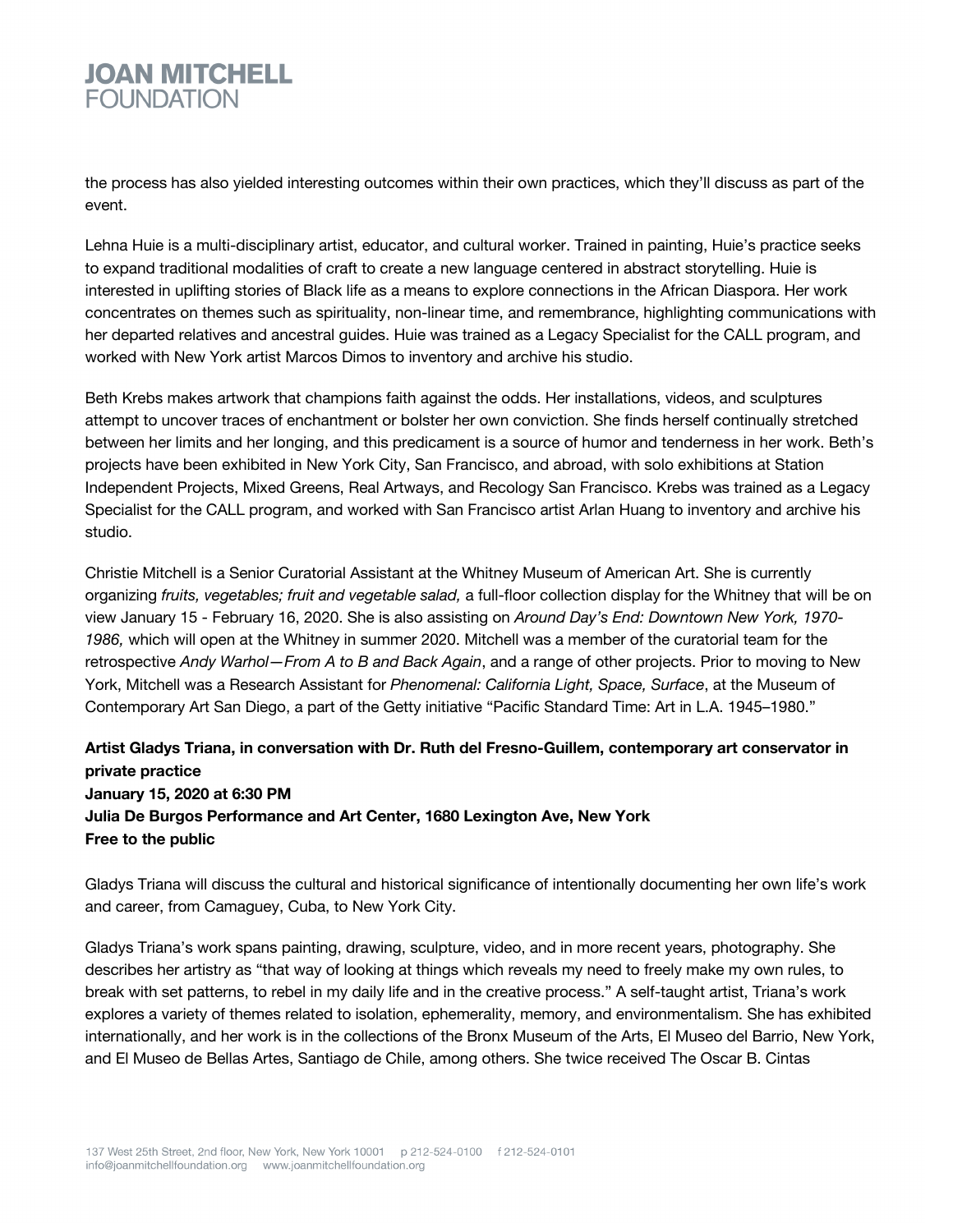the process has also yielded interesting outcomes within their own practices, which they'll discuss as part of the event.

Lehna Huie is a multi-disciplinary artist, educator, and cultural worker. Trained in painting, Huie's practice seeks to expand traditional modalities of craft to create a new language centered in abstract storytelling. Huie is interested in uplifting stories of Black life as a means to explore connections in the African Diaspora. Her work concentrates on themes such as spirituality, non-linear time, and remembrance, highlighting communications with her departed relatives and ancestral guides. Huie was trained as a Legacy Specialist for the CALL program, and worked with New York artist Marcos Dimos to inventory and archive his studio.

Beth Krebs makes artwork that champions faith against the odds. Her installations, videos, and sculptures attempt to uncover traces of enchantment or bolster her own conviction. She finds herself continually stretched between her limits and her longing, and this predicament is a source of humor and tenderness in her work. Beth's projects have been exhibited in New York City, San Francisco, and abroad, with solo exhibitions at Station Independent Projects, Mixed Greens, Real Artways, and Recology San Francisco. Krebs was trained as a Legacy Specialist for the CALL program, and worked with San Francisco artist Arlan Huang to inventory and archive his studio.

Christie Mitchell is a Senior Curatorial Assistant at the Whitney Museum of American Art. She is currently organizing *fruits, vegetables; fruit and vegetable salad,* a full-floor collection display for the Whitney that will be on view January 15 - February 16, 2020. She is also assisting on *Around Day's End: Downtown New York, 1970-1986,* which will open at the Whitney in summer 2020. Mitchell was a member of the curatorial team for the retrospective *Andy Warhol—From A to B and Back Again*, and a range of other projects. Prior to moving to New York, Mitchell was a Research Assistant for *Phenomenal: California Light, Space, Surface*, at the Museum of Contemporary Art San Diego, a part of the Getty initiative "Pacific Standard Time: Art in L.A. 1945–1980."

**Artist Gladys Triana, in conversation with Dr. Ruth del Fresno-Guillem, contemporary art conservator in private practice**
**January 15, 2020 at 6:30 PM**
**Julia De Burgos Performance and Art Center, 1680 Lexington Ave, New York**
**Free to the public**

Gladys Triana will discuss the cultural and historical significance of intentionally documenting her own life's work and career, from Camaguey, Cuba, to New York City.

Gladys Triana's work spans painting, drawing, sculpture, video, and in more recent years, photography. She describes her artistry as "that way of looking at things which reveals my need to freely make my own rules, to break with set patterns, to rebel in my daily life and in the creative process." A self-taught artist, Triana's work explores a variety of themes related to isolation, ephemerality, memory, and environmentalism. She has exhibited internationally, and her work is in the collections of the Bronx Museum of the Arts, El Museo del Barrio, New York, and El Museo de Bellas Artes, Santiago de Chile, among others. She twice received The Oscar B. Cintas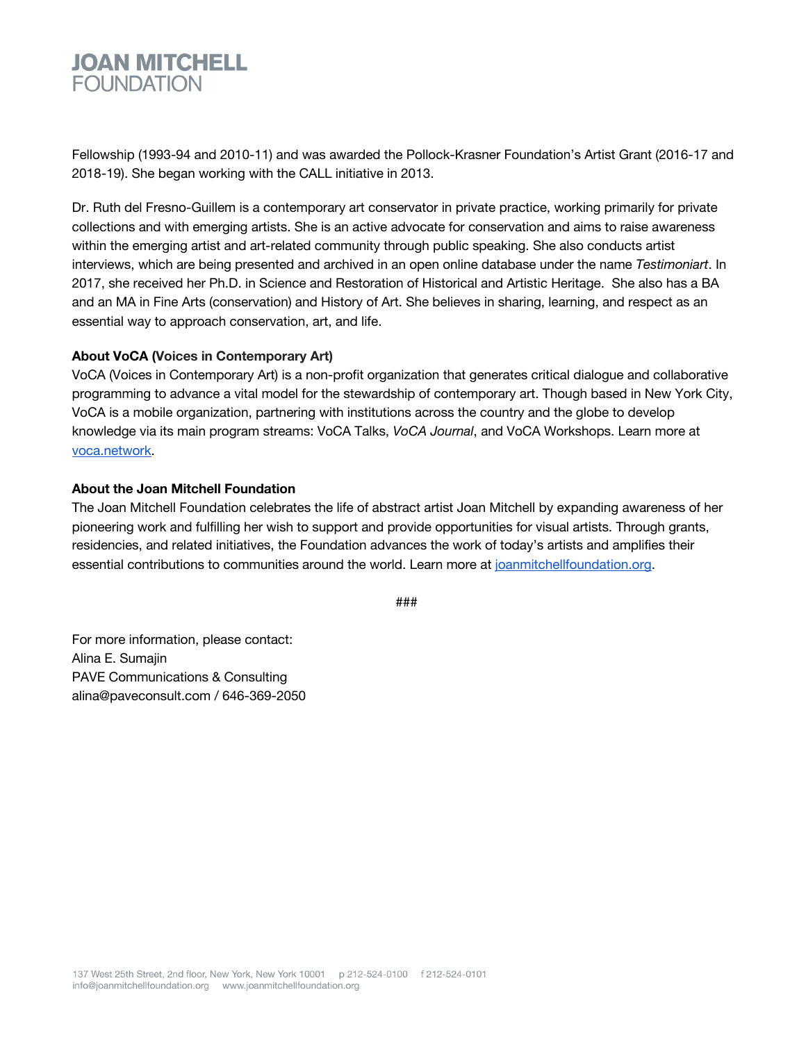Fellowship (1993-94 and 2010-11) and was awarded the Pollock-Krasner Foundation's Artist Grant (2016-17 and 2018-19). She began working with the CALL initiative in 2013.

Dr. Ruth del Fresno-Guillem is a contemporary art conservator in private practice, working primarily for private collections and with emerging artists. She is an active advocate for conservation and aims to raise awareness within the emerging artist and art-related community through public speaking. She also conducts artist interviews, which are being presented and archived in an open online database under the name *Testimoniart*. In 2017, she received her Ph.D. in Science and Restoration of Historical and Artistic Heritage. She also has a BA and an MA in Fine Arts (conservation) and History of Art. She believes in sharing, learning, and respect as an essential way to approach conservation, art, and life.

**About VoCA (Voices in Contemporary Art)**

VoCA (Voices in Contemporary Art) is a non-profit organization that generates critical dialogue and collaborative programming to advance a vital model for the stewardship of contemporary art. Though based in New York City, VoCA is a mobile organization, partnering with institutions across the country and the globe to develop knowledge via its main program streams: VoCA Talks, *VoCA Journal*, and VoCA Workshops. Learn more at voca.network.

**About the Joan Mitchell Foundation**

The Joan Mitchell Foundation celebrates the life of abstract artist Joan Mitchell by expanding awareness of her pioneering work and fulfilling her wish to support and provide opportunities for visual artists. Through grants, residencies, and related initiatives, the Foundation advances the work of today's artists and amplifies their essential contributions to communities around the world. Learn more at joanmitchellfoundation.org.

###

For more information, please contact:
Alina E. Sumajin
PAVE Communications & Consulting
alina@paveconsult.com / 646-369-2050